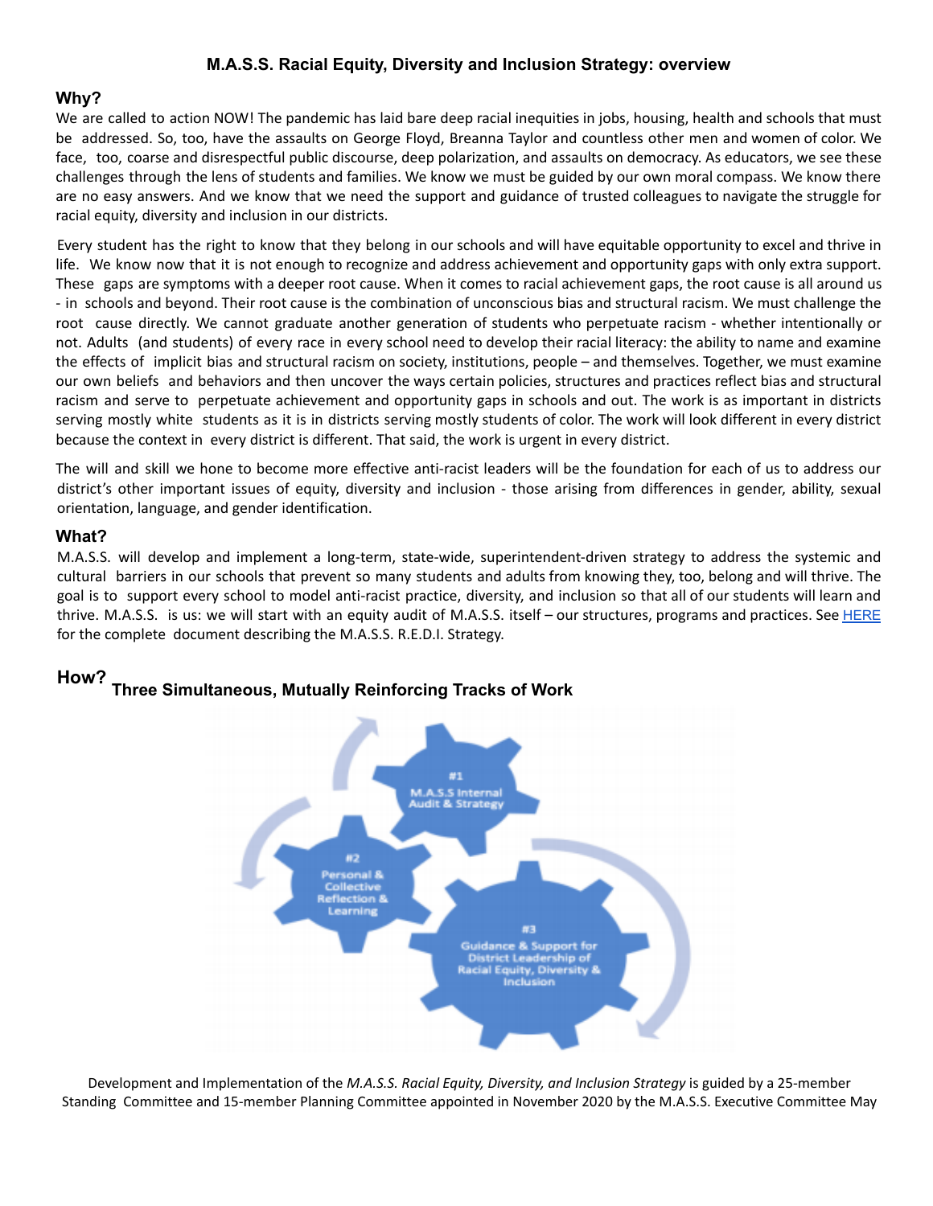# M.A.S.S. Racial Equity, Diversity and Inclusion Strategy: overview

## Why?

We are called to action NOW! The pandemic has laid bare deep racial inequities in jobs, housing, health and schools that must be addressed. So, too, have the assaults on George Floyd, Breanna Taylor and countless other men and women of color. We face, too, coarse and disrespectful public discourse, deep polarization, and assaults on democracy. As educators, we see these challenges through the lens of students and families. We know we must be guided by our own moral compass. We know there are no easy answers. And we know that we need the support and guidance of trusted colleagues to navigate the struggle for racial equity, diversity and inclusion in our districts.

Every student has the right to know that they belong in our schools and will have equitable opportunity to excel and thrive in life. We know now that it is not enough to recognize and address achievement and opportunity gaps with only extra support. These gaps are symptoms with a deeper root cause. When it comes to racial achievement gaps, the root cause is all around us - in schools and beyond. Their root cause is the combination of unconscious bias and structural racism. We must challenge the root cause directly. We cannot graduate another generation of students who perpetuate racism - whether intentionally or not. Adults (and students) of every race in every school need to develop their racial literacy: the ability to name and examine the effects of implicit bias and structural racism on society, institutions, people – and themselves. Together, we must examine our own beliefs and behaviors and then uncover the ways certain policies, structures and practices reflect bias and structural racism and serve to perpetuate achievement and opportunity gaps in schools and out. The work is as important in districts serving mostly white students as it is in districts serving mostly students of color. The work will look different in every district because the context in every district is different. That said, the work is urgent in every district.

The will and skill we hone to become more effective anti-racist leaders will be the foundation for each of us to address our district's other important issues of equity, diversity and inclusion - those arising from differences in gender, ability, sexual orientation, language, and gender identification.

## What?

M.A.S.S. will develop and implement a long-term, state-wide, superintendent-driven strategy to address the systemic and cultural barriers in our schools that prevent so many students and adults from knowing they, too, belong and will thrive. The goal is to support every school to model anti-racist practice, diversity, and inclusion so that all of our students will learn and thrive. M.A.S.S. is us: we will start with an equity audit of M.A.S.S. itself – our structures, programs and practices. See HERE for the complete document describing the M.A.S.S. R.E.D.I. Strategy.

## How? Three Simultaneous, Mutually Reinforcing Tracks of Work

#1 M.A.S.S Internal Audit & Strategy

#2 Personal & Collective Reflection & Learning

#3 Guidance & Support for District Leadership of Racial Equity, Diversity & Inclusion

Development and Implementation of the *M.A.S.S. Racial Equity, Diversity, and Inclusion Strategy* is guided by a 25-member Standing Committee and 15-member Planning Committee appointed in November 2020 by the M.A.S.S. Executive Committee May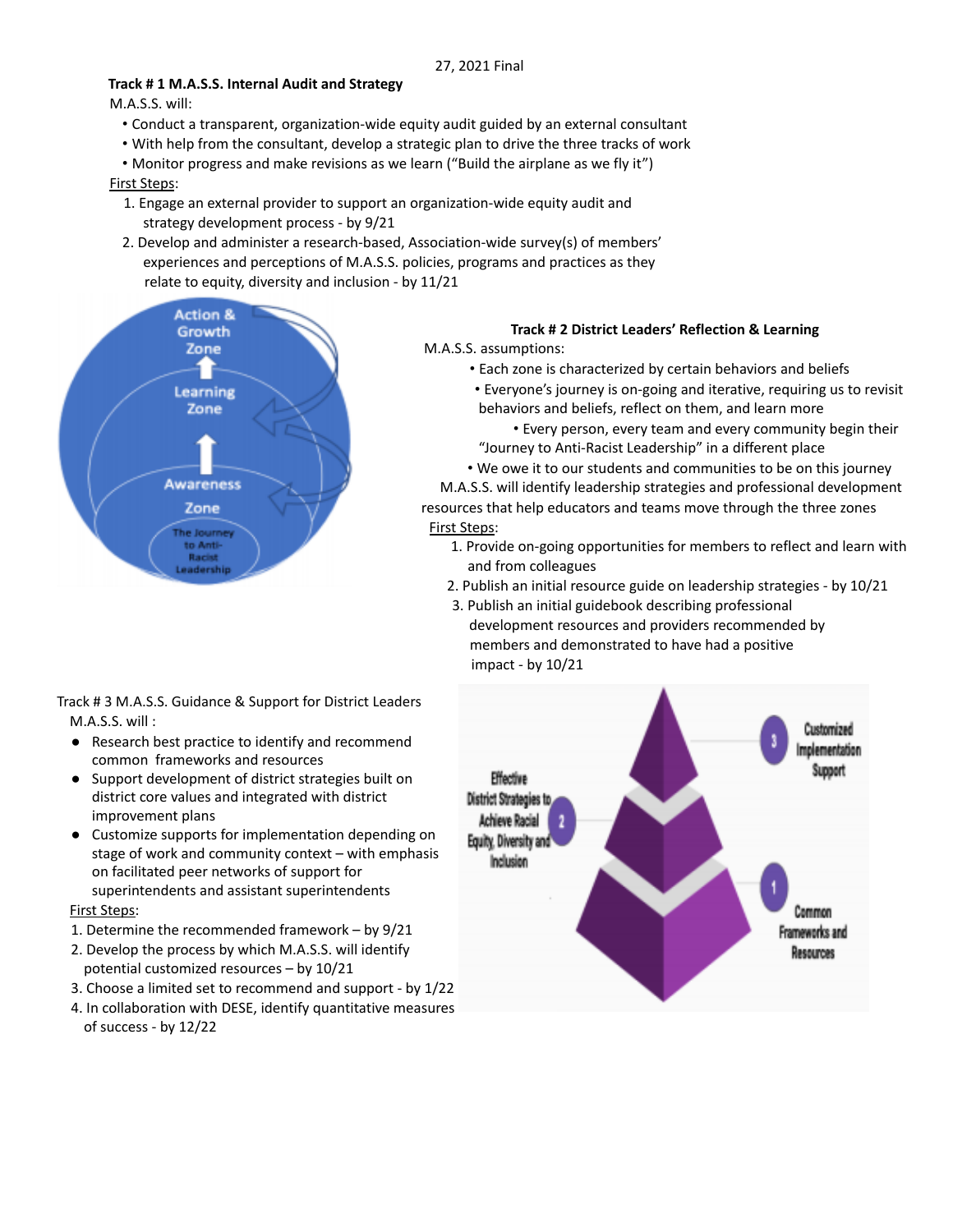27, 2021 Final

**Track # 1 M.A.S.S. Internal Audit and Strategy**

M.A.S.S. will:

- Conduct a transparent, organization-wide equity audit guided by an external consultant
- With help from the consultant, develop a strategic plan to drive the three tracks of work
- Monitor progress and make revisions as we learn ("Build the airplane as we fly it")

First Steps:

1. Engage an external provider to support an organization-wide equity audit and strategy development process - by 9/21
2. Develop and administer a research-based, Association-wide survey(s) of members' experiences and perceptions of M.A.S.S. policies, programs and practices as they relate to equity, diversity and inclusion - by 11/21

Action & Growth Zone

Learning Zone

Awareness Zone

The Journey to Anti-Racist Leadership

**Track # 2 District Leaders' Reflection & Learning**

M.A.S.S. assumptions:

- Each zone is characterized by certain behaviors and beliefs
- Everyone's journey is on-going and iterative, requiring us to revisit behaviors and beliefs, reflect on them, and learn more
- Every person, every team and every community begin their "Journey to Anti-Racist Leadership" in a different place
- We owe it to our students and communities to be on this journey

M.A.S.S. will identify leadership strategies and professional development resources that help educators and teams move through the three zones

First Steps:

1. Provide on-going opportunities for members to reflect and learn with and from colleagues
2. Publish an initial resource guide on leadership strategies - by 10/21
3. Publish an initial guidebook describing professional development resources and providers recommended by members and demonstrated to have had a positive impact - by 10/21

Track # 3 M.A.S.S. Guidance & Support for District Leaders

M.A.S.S. will :

- Research best practice to identify and recommend common frameworks and resources
- Support development of district strategies built on district core values and integrated with district improvement plans
- Customize supports for implementation depending on stage of work and community context – with emphasis on facilitated peer networks of support for superintendents and assistant superintendents

First Steps:

1. Determine the recommended framework – by 9/21
2. Develop the process by which M.A.S.S. will identify potential customized resources – by 10/21
3. Choose a limited set to recommend and support - by 1/22
4. In collaboration with DESE, identify quantitative measures of success - by 12/22

3 Customized Implementation Support

2 Effective District Strategies to Achieve Racial Equity, Diversity and Inclusion

1 Common Frameworks and Resources